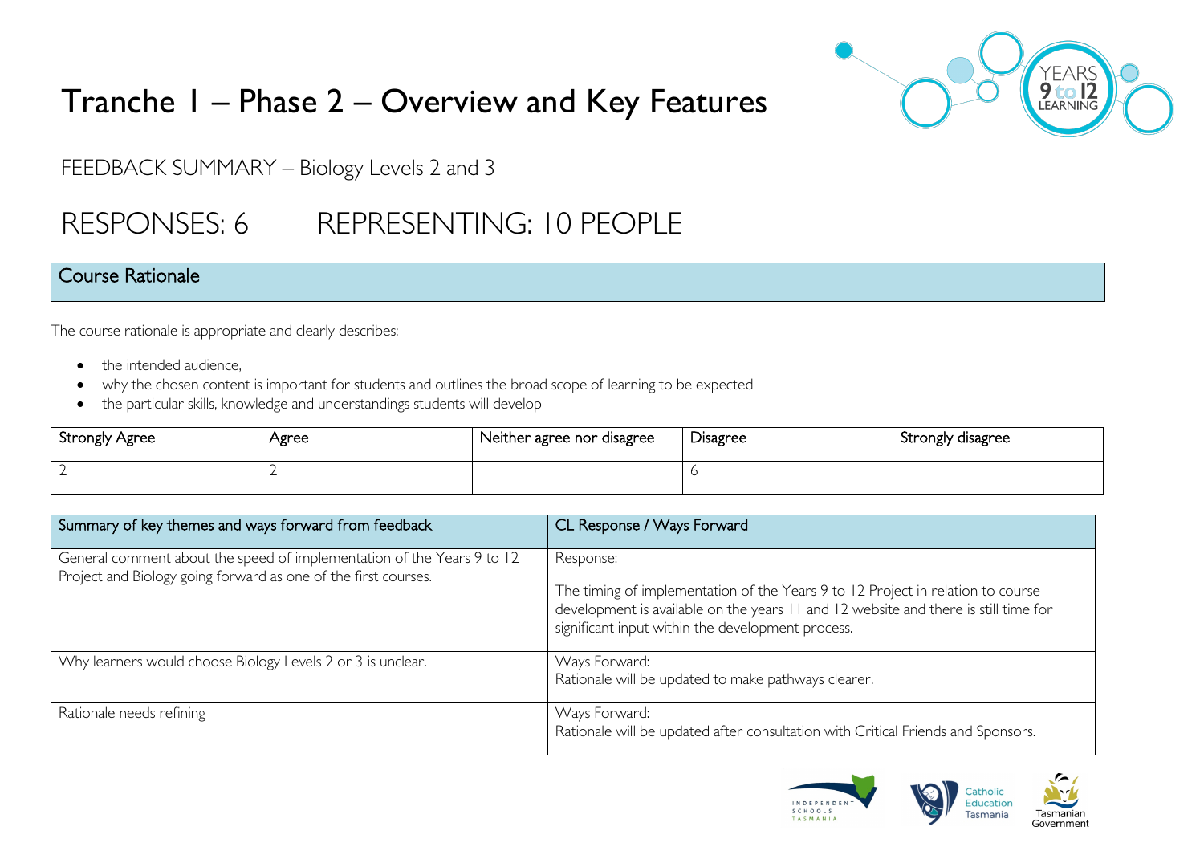# Tranche 1 – Phase 2 – Overview and Key Features

FEEDBACK SUMMARY – Biology Levels 2 and 3

## RESPONSES: 6 REPRESENTING: 10 PEOPLE

### Course Rationale

The course rationale is appropriate and clearly describes:

- the intended audience,
- why the chosen content is important for students and outlines the broad scope of learning to be expected
- the particular skills, knowledge and understandings students will develop

| Strongly Agree | Agree | Neither agree nor disagree | Disagree | Strongly disagree |
|---|---|---|---|---|
| 2 | 2 | | 6 | |

| Summary of key themes and ways forward from feedback | CL Response / Ways Forward |
|---|---|
| General comment about the speed of implementation of the Years 9 to 12 Project and Biology going forward as one of the first courses. | Response:<br><br>The timing of implementation of the Years 9 to 12 Project in relation to course development is available on the years 11 and 12 website and there is still time for significant input within the development process. |
| Why learners would choose Biology Levels 2 or 3 is unclear. | Ways Forward:<br>Rationale will be updated to make pathways clearer. |
| Rationale needs refining | Ways Forward:<br>Rationale will be updated after consultation with Critical Friends and Sponsors. |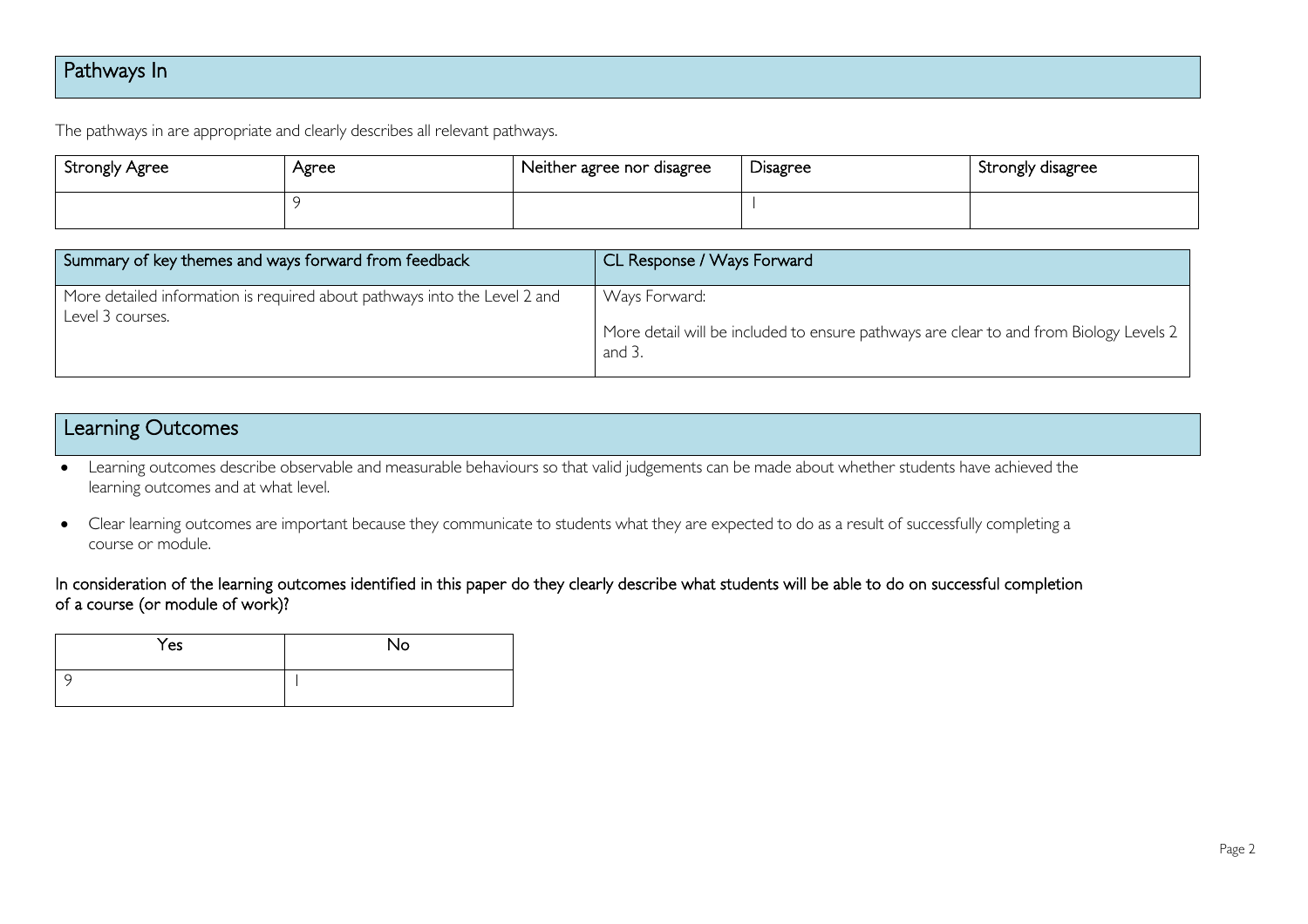## Pathways In

The pathways in are appropriate and clearly describes all relevant pathways.

| Strongly Agree | Agree | Neither agree nor disagree | Disagree | Strongly disagree |
|---|---|---|---|---|
| | 9 | | 1 | |

| Summary of key themes and ways forward from feedback | CL Response / Ways Forward |
|---|---|
| More detailed information is required about pathways into the Level 2 and Level 3 courses. | Ways Forward:<br><br>More detail will be included to ensure pathways are clear to and from Biology Levels 2 and 3. |

## Learning Outcomes

- Learning outcomes describe observable and measurable behaviours so that valid judgements can be made about whether students have achieved the learning outcomes and at what level.
- Clear learning outcomes are important because they communicate to students what they are expected to do as a result of successfully completing a course or module.

In consideration of the learning outcomes identified in this paper do they clearly describe what students will be able to do on successful completion of a course (or module of work)?

| Yes | No |
|---|---|
| 9 | 1 |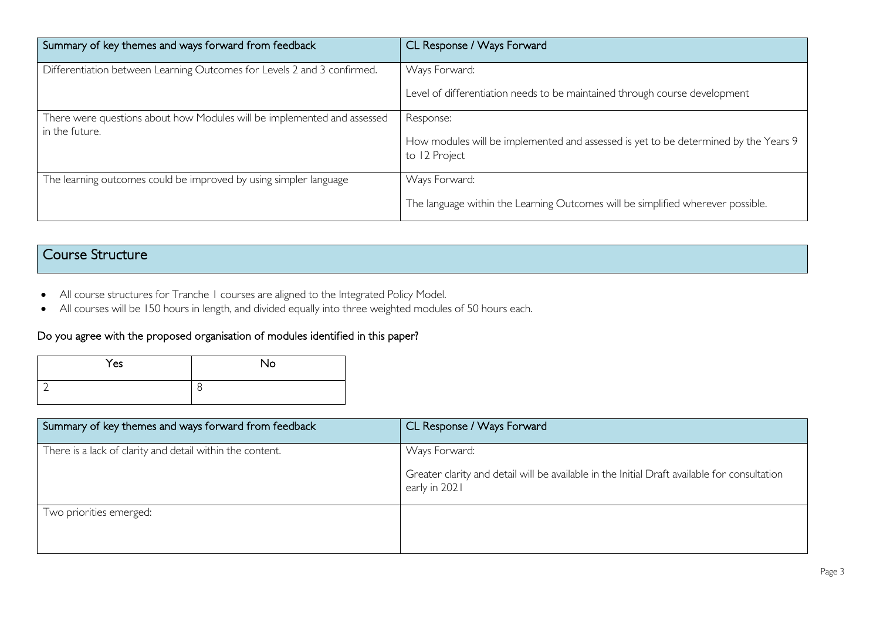| Summary of key themes and ways forward from feedback | CL Response / Ways Forward |
| --- | --- |
| Differentiation between Learning Outcomes for Levels 2 and 3 confirmed. | Ways Forward:<br><br>Level of differentiation needs to be maintained through course development |
| There were questions about how Modules will be implemented and assessed in the future. | Response:<br><br>How modules will be implemented and assessed is yet to be determined by the Years 9 to 12 Project |
| The learning outcomes could be improved by using simpler language | Ways Forward:<br><br>The language within the Learning Outcomes will be simplified wherever possible. |

## Course Structure

- All course structures for Tranche 1 courses are aligned to the Integrated Policy Model.
- All courses will be 150 hours in length, and divided equally into three weighted modules of 50 hours each.

### Do you agree with the proposed organisation of modules identified in this paper?

| Yes | No |
| --- | --- |
| 2 | 8 |

| Summary of key themes and ways forward from feedback | CL Response / Ways Forward |
| --- | --- |
| There is a lack of clarity and detail within the content. | Ways Forward:<br><br>Greater clarity and detail will be available in the Initial Draft available for consultation early in 2021 |
| Two priorities emerged: | |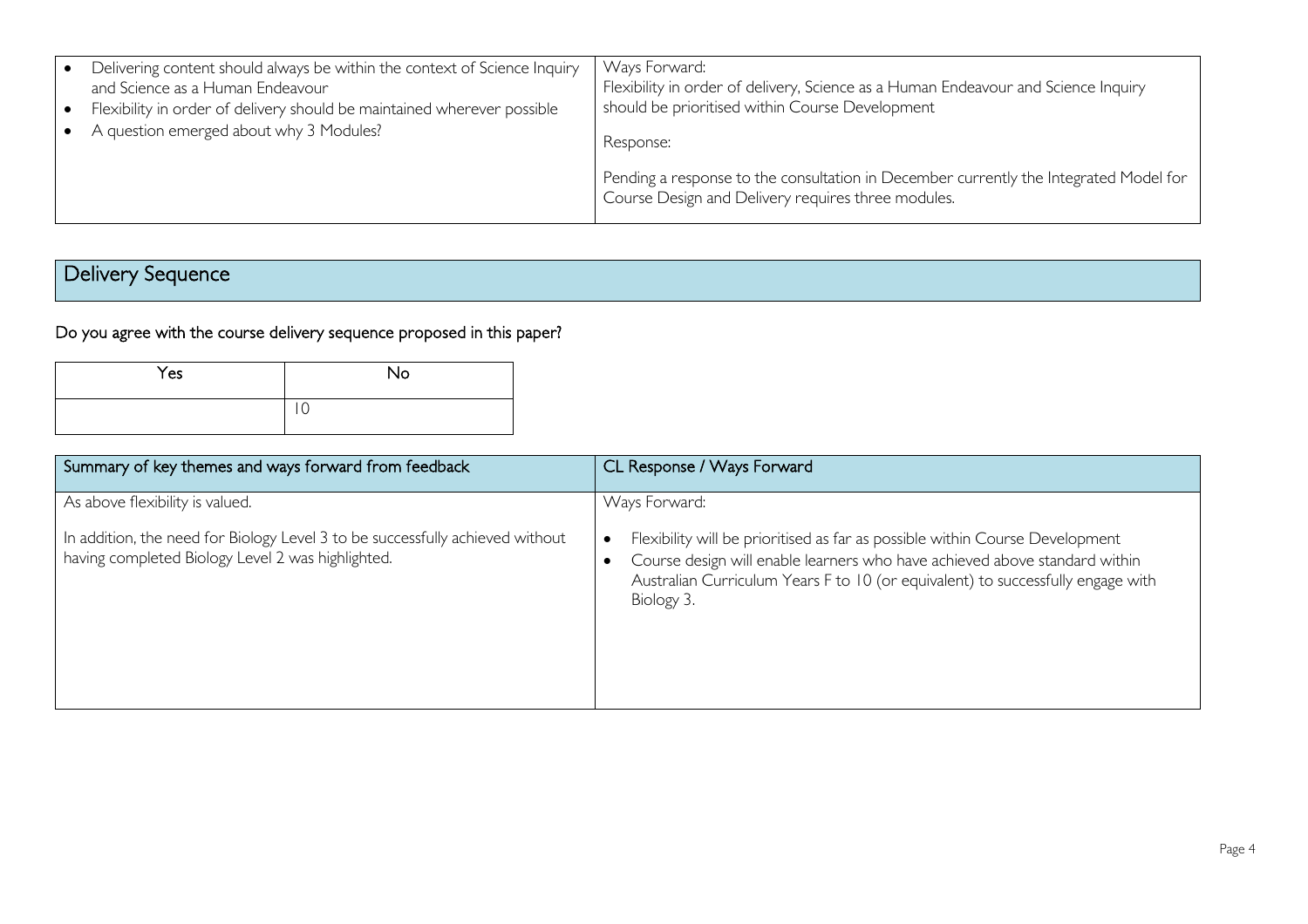| | |
|---|---|
| • Delivering content should always be within the context of Science Inquiry and Science as a Human Endeavour<br>• Flexibility in order of delivery should be maintained wherever possible<br>• A question emerged about why 3 Modules? | Ways Forward:<br>Flexibility in order of delivery, Science as a Human Endeavour and Science Inquiry should be prioritised within Course Development<br><br>Response:<br><br>Pending a response to the consultation in December currently the Integrated Model for Course Design and Delivery requires three modules. |

## Delivery Sequence

Do you agree with the course delivery sequence proposed in this paper?

| Yes | No |
|---|---|
| | 10 |

| Summary of key themes and ways forward from feedback | CL Response / Ways Forward |
|---|---|
| As above flexibility is valued.<br><br>In addition, the need for Biology Level 3 to be successfully achieved without having completed Biology Level 2 was highlighted. | Ways Forward:<br><br>• Flexibility will be prioritised as far as possible within Course Development<br>• Course design will enable learners who have achieved above standard within Australian Curriculum Years F to 10 (or equivalent) to successfully engage with Biology 3. |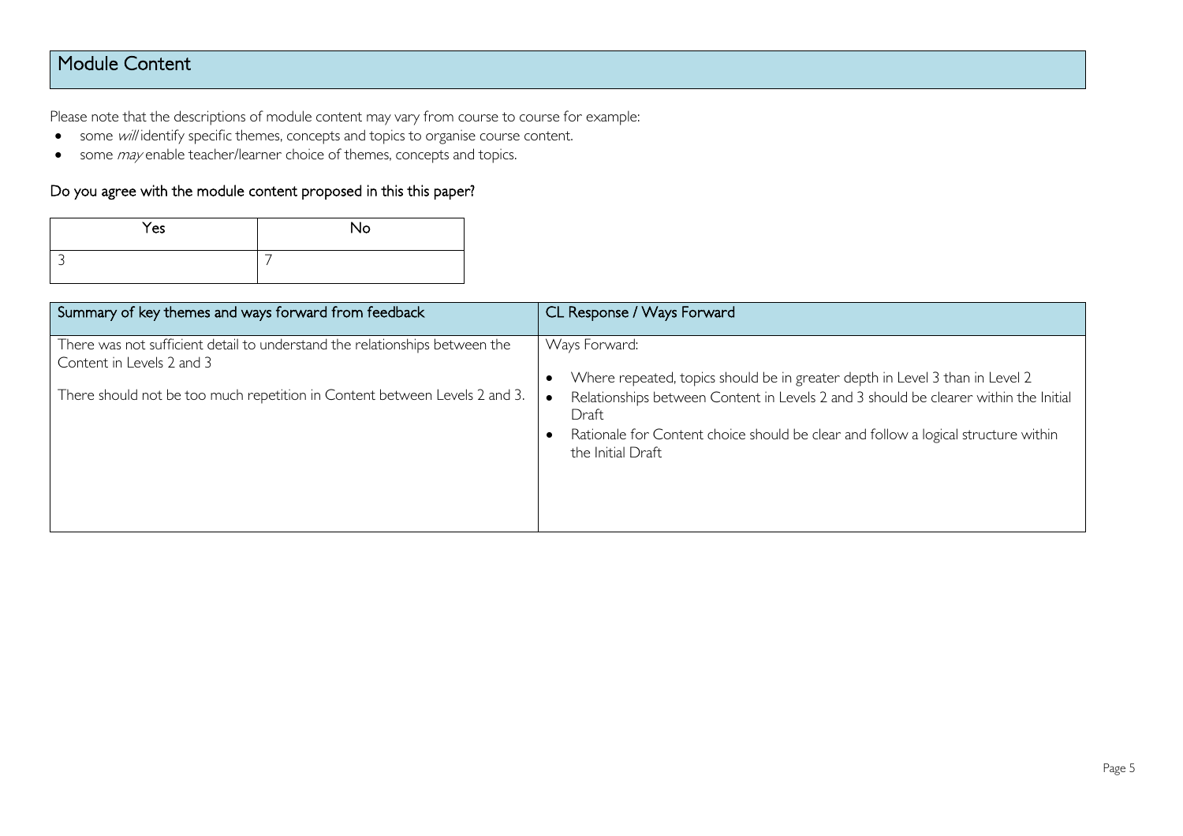## Module Content

Please note that the descriptions of module content may vary from course to course for example:

- some *will* identify specific themes, concepts and topics to organise course content.
- some *may* enable teacher/learner choice of themes, concepts and topics.

### Do you agree with the module content proposed in this this paper?

| Yes | No |
|---|---|
| 3 | 7 |

| Summary of key themes and ways forward from feedback | CL Response / Ways Forward |
|---|---|
| There was not sufficient detail to understand the relationships between the Content in Levels 2 and 3<br><br>There should not be too much repetition in Content between Levels 2 and 3. | Ways Forward:<br><br>• Where repeated, topics should be in greater depth in Level 3 than in Level 2<br>• Relationships between Content in Levels 2 and 3 should be clearer within the Initial Draft<br>• Rationale for Content choice should be clear and follow a logical structure within the Initial Draft |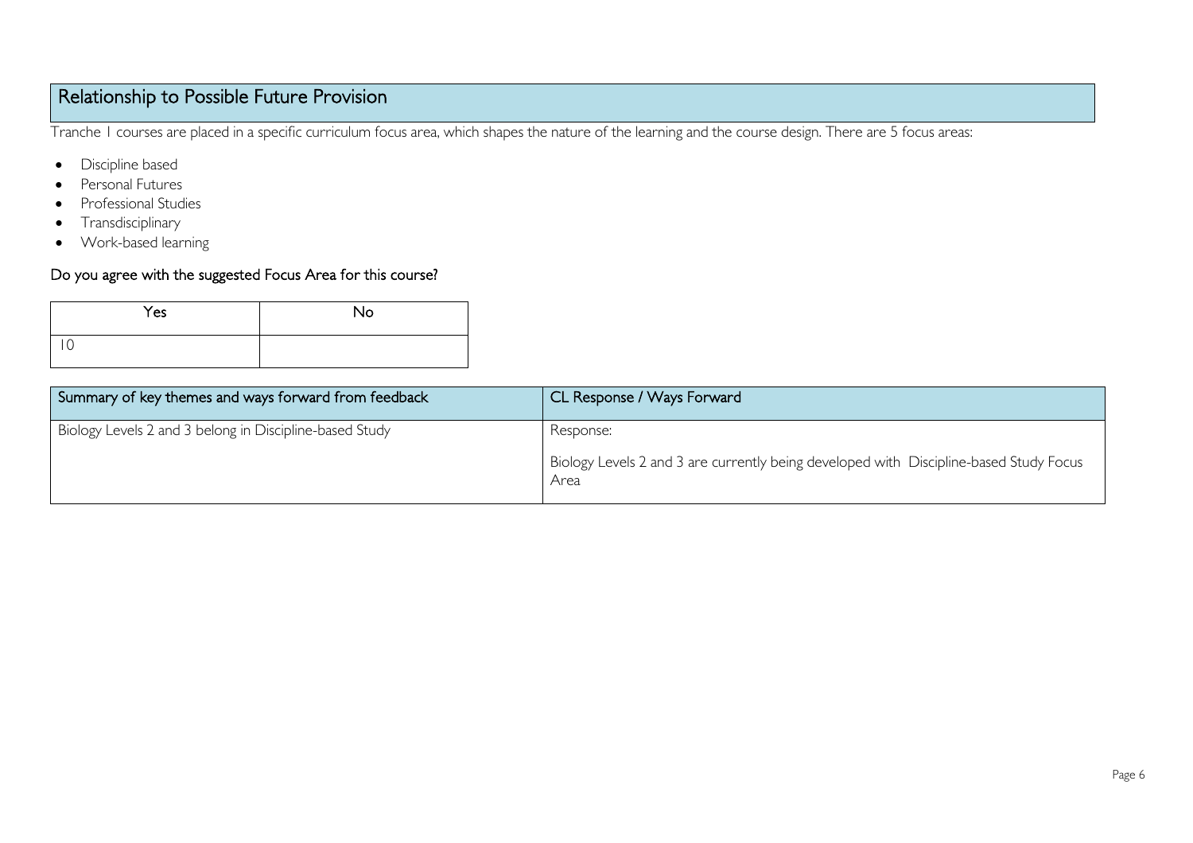## Relationship to Possible Future Provision

Tranche 1 courses are placed in a specific curriculum focus area, which shapes the nature of the learning and the course design. There are 5 focus areas:

- Discipline based
- Personal Futures
- Professional Studies
- Transdisciplinary
- Work-based learning

### Do you agree with the suggested Focus Area for this course?

| Yes | No |
|---|---|
| 10 | |

| Summary of key themes and ways forward from feedback | CL Response / Ways Forward |
|---|---|
| Biology Levels 2 and 3 belong in Discipline-based Study | Response:<br><br>Biology Levels 2 and 3 are currently being developed with Discipline-based Study Focus Area |